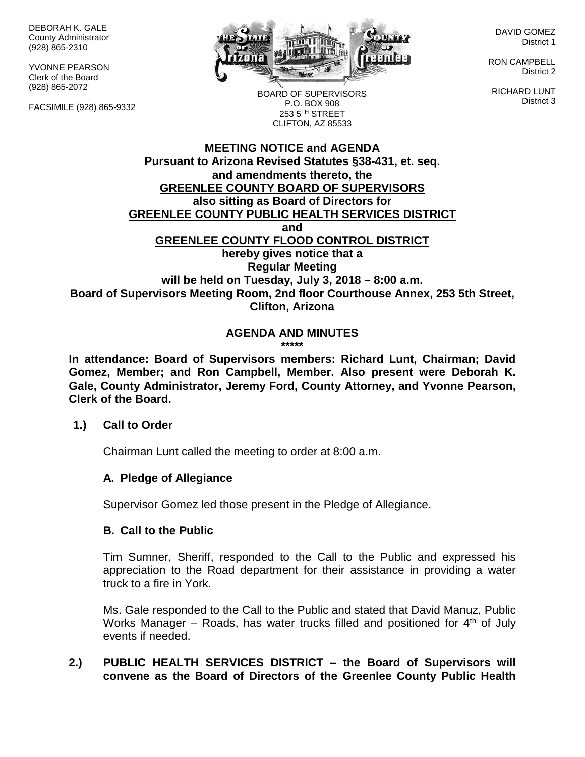DEBORAH K. GALE
County Administrator
(928) 865-2310

YVONNE PEARSON
Clerk of the Board
(928) 865-2072

FACSIMILE (928) 865-9332

BOARD OF SUPERVISORS
P.O. BOX 908
253 5TH STREET
CLIFTON, AZ 85533

DAVID GOMEZ
District 1

RON CAMPBELL
District 2

RICHARD LUNT
District 3

**MEETING NOTICE and AGENDA**
**Pursuant to Arizona Revised Statutes §38-431, et. seq.**
**and amendments thereto, the**
**GREENLEE COUNTY BOARD OF SUPERVISORS**
**also sitting as Board of Directors for**
**GREENLEE COUNTY PUBLIC HEALTH SERVICES DISTRICT**
**and**
**GREENLEE COUNTY FLOOD CONTROL DISTRICT**
**hereby gives notice that a**
**Regular Meeting**
**will be held on Tuesday, July 3, 2018 – 8:00 a.m.**
**Board of Supervisors Meeting Room, 2nd floor Courthouse Annex, 253 5th Street, Clifton, Arizona**

**AGENDA AND MINUTES**
**\*\*\*\*\***

**In attendance: Board of Supervisors members: Richard Lunt, Chairman; David Gomez, Member; and Ron Campbell, Member. Also present were Deborah K. Gale, County Administrator, Jeremy Ford, County Attorney, and Yvonne Pearson, Clerk of the Board.**

**1.) Call to Order**

Chairman Lunt called the meeting to order at 8:00 a.m.

**A. Pledge of Allegiance**

Supervisor Gomez led those present in the Pledge of Allegiance.

**B. Call to the Public**

Tim Sumner, Sheriff, responded to the Call to the Public and expressed his appreciation to the Road department for their assistance in providing a water truck to a fire in York.

Ms. Gale responded to the Call to the Public and stated that David Manuz, Public Works Manager – Roads, has water trucks filled and positioned for 4th of July events if needed.

**2.) PUBLIC HEALTH SERVICES DISTRICT – the Board of Supervisors will convene as the Board of Directors of the Greenlee County Public Health**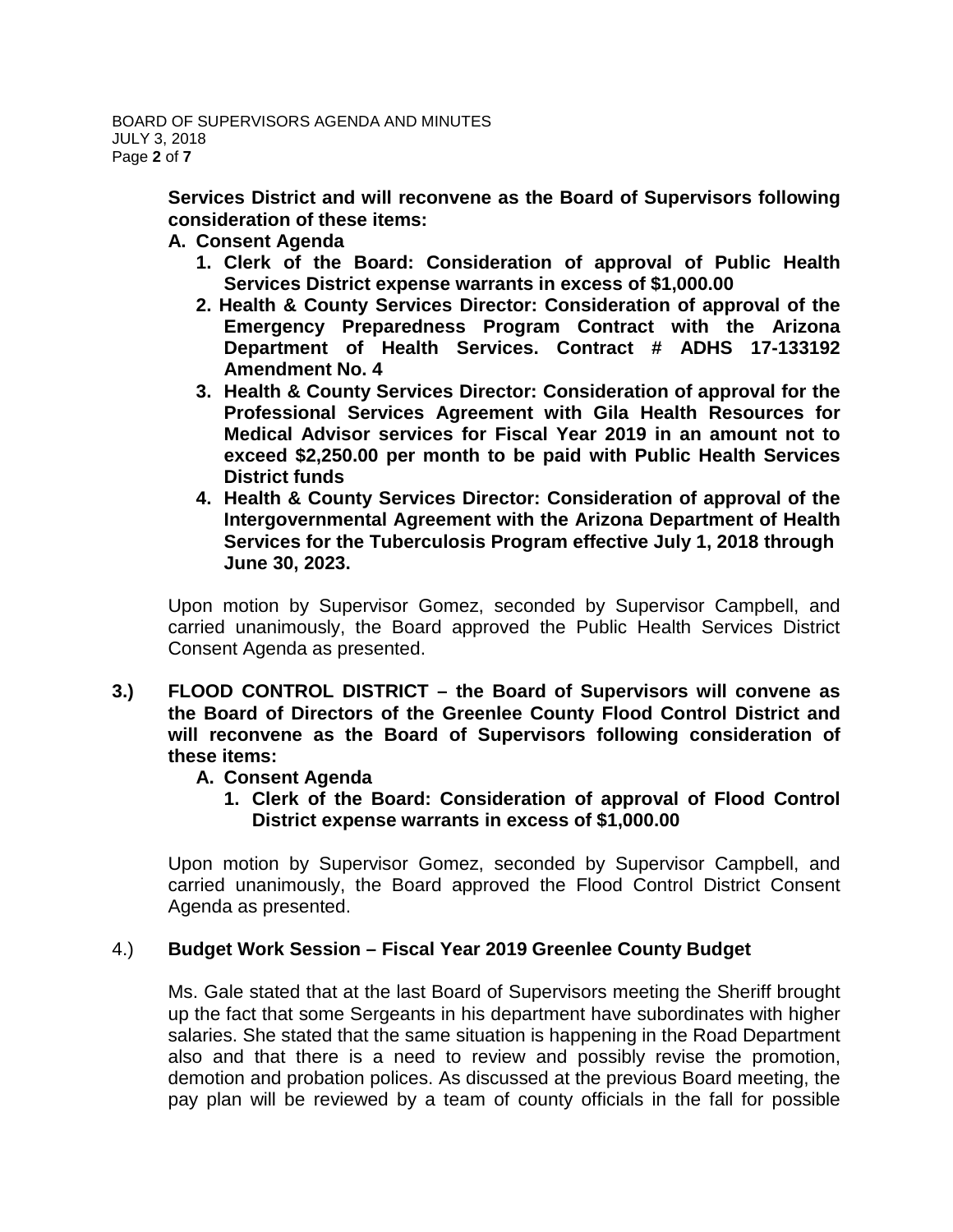**Services District and will reconvene as the Board of Supervisors following consideration of these items:**

**A. Consent Agenda**

1. **Clerk of the Board: Consideration of approval of Public Health Services District expense warrants in excess of $1,000.00**
2. **Health & County Services Director: Consideration of approval of the Emergency Preparedness Program Contract with the Arizona Department of Health Services. Contract # ADHS 17-133192 Amendment No. 4**
3. **Health & County Services Director: Consideration of approval for the Professional Services Agreement with Gila Health Resources for Medical Advisor services for Fiscal Year 2019 in an amount not to exceed $2,250.00 per month to be paid with Public Health Services District funds**
4. **Health & County Services Director: Consideration of approval of the Intergovernmental Agreement with the Arizona Department of Health Services for the Tuberculosis Program effective July 1, 2018 through June 30, 2023.**

Upon motion by Supervisor Gomez, seconded by Supervisor Campbell, and carried unanimously, the Board approved the Public Health Services District Consent Agenda as presented.

**3.) FLOOD CONTROL DISTRICT – the Board of Supervisors will convene as the Board of Directors of the Greenlee County Flood Control District and will reconvene as the Board of Supervisors following consideration of these items:**

**A. Consent Agenda**

1. **Clerk of the Board: Consideration of approval of Flood Control District expense warrants in excess of $1,000.00**

Upon motion by Supervisor Gomez, seconded by Supervisor Campbell, and carried unanimously, the Board approved the Flood Control District Consent Agenda as presented.

4.) **Budget Work Session – Fiscal Year 2019 Greenlee County Budget**

Ms. Gale stated that at the last Board of Supervisors meeting the Sheriff brought up the fact that some Sergeants in his department have subordinates with higher salaries. She stated that the same situation is happening in the Road Department also and that there is a need to review and possibly revise the promotion, demotion and probation polices. As discussed at the previous Board meeting, the pay plan will be reviewed by a team of county officials in the fall for possible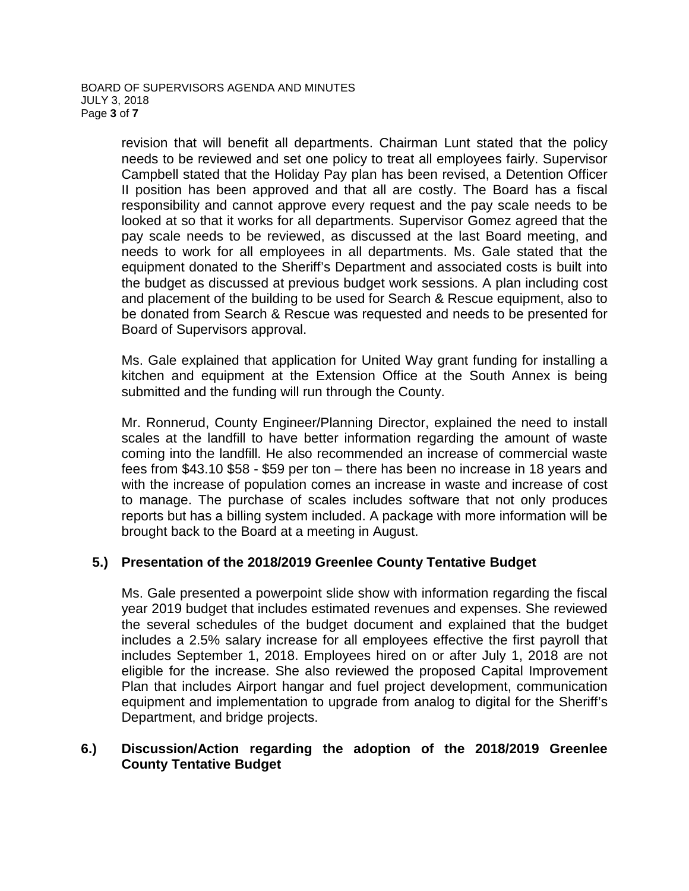revision that will benefit all departments. Chairman Lunt stated that the policy needs to be reviewed and set one policy to treat all employees fairly. Supervisor Campbell stated that the Holiday Pay plan has been revised, a Detention Officer II position has been approved and that all are costly. The Board has a fiscal responsibility and cannot approve every request and the pay scale needs to be looked at so that it works for all departments. Supervisor Gomez agreed that the pay scale needs to be reviewed, as discussed at the last Board meeting, and needs to work for all employees in all departments. Ms. Gale stated that the equipment donated to the Sheriff's Department and associated costs is built into the budget as discussed at previous budget work sessions. A plan including cost and placement of the building to be used for Search & Rescue equipment, also to be donated from Search & Rescue was requested and needs to be presented for Board of Supervisors approval.

Ms. Gale explained that application for United Way grant funding for installing a kitchen and equipment at the Extension Office at the South Annex is being submitted and the funding will run through the County.

Mr. Ronnerud, County Engineer/Planning Director, explained the need to install scales at the landfill to have better information regarding the amount of waste coming into the landfill. He also recommended an increase of commercial waste fees from $43.10 $58 - $59 per ton – there has been no increase in 18 years and with the increase of population comes an increase in waste and increase of cost to manage. The purchase of scales includes software that not only produces reports but has a billing system included. A package with more information will be brought back to the Board at a meeting in August.

**5.) Presentation of the 2018/2019 Greenlee County Tentative Budget**

Ms. Gale presented a powerpoint slide show with information regarding the fiscal year 2019 budget that includes estimated revenues and expenses. She reviewed the several schedules of the budget document and explained that the budget includes a 2.5% salary increase for all employees effective the first payroll that includes September 1, 2018. Employees hired on or after July 1, 2018 are not eligible for the increase. She also reviewed the proposed Capital Improvement Plan that includes Airport hangar and fuel project development, communication equipment and implementation to upgrade from analog to digital for the Sheriff's Department, and bridge projects.

**6.) Discussion/Action regarding the adoption of the 2018/2019 Greenlee County Tentative Budget**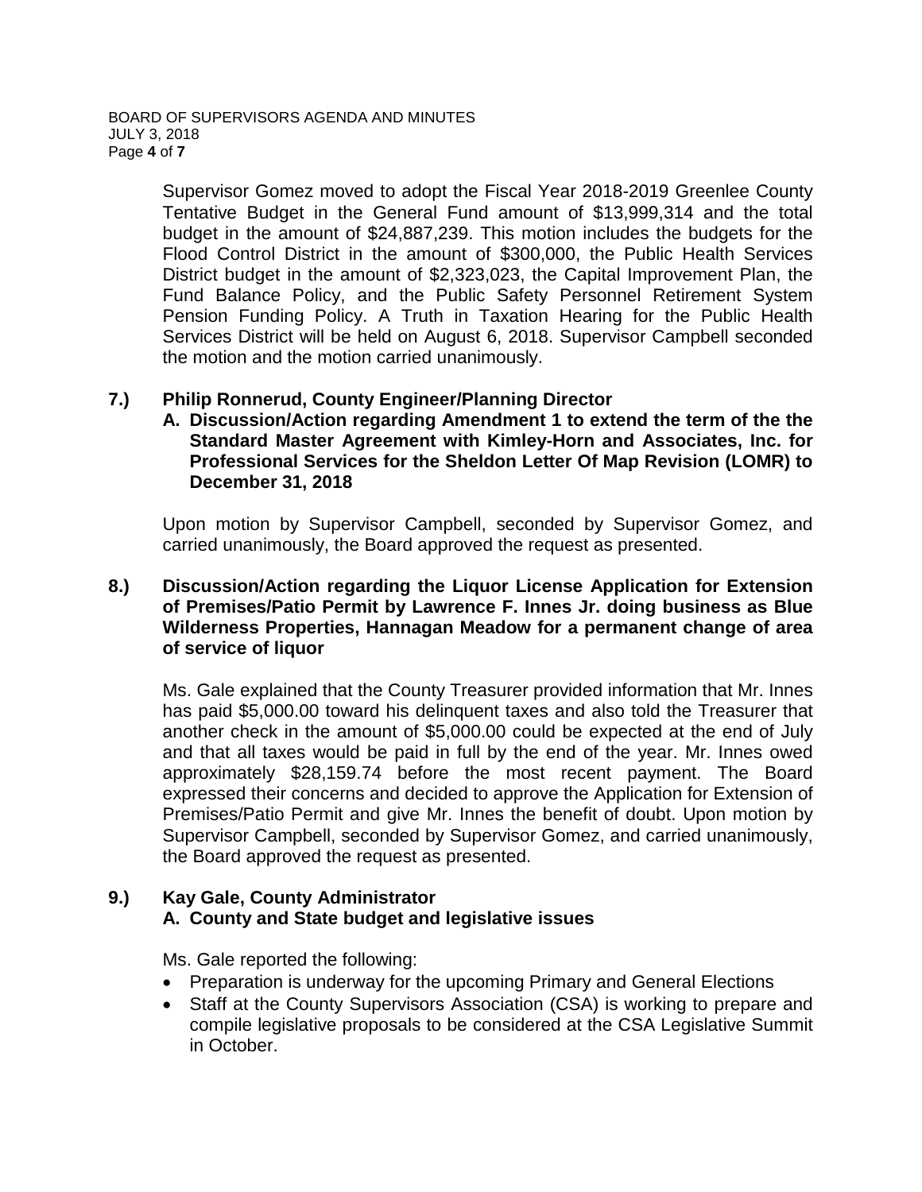Supervisor Gomez moved to adopt the Fiscal Year 2018-2019 Greenlee County Tentative Budget in the General Fund amount of $13,999,314 and the total budget in the amount of $24,887,239. This motion includes the budgets for the Flood Control District in the amount of $300,000, the Public Health Services District budget in the amount of $2,323,023, the Capital Improvement Plan, the Fund Balance Policy, and the Public Safety Personnel Retirement System Pension Funding Policy. A Truth in Taxation Hearing for the Public Health Services District will be held on August 6, 2018. Supervisor Campbell seconded the motion and the motion carried unanimously.

**7.) Philip Ronnerud, County Engineer/Planning Director**

**A. Discussion/Action regarding Amendment 1 to extend the term of the the Standard Master Agreement with Kimley-Horn and Associates, Inc. for Professional Services for the Sheldon Letter Of Map Revision (LOMR) to December 31, 2018**

Upon motion by Supervisor Campbell, seconded by Supervisor Gomez, and carried unanimously, the Board approved the request as presented.

**8.) Discussion/Action regarding the Liquor License Application for Extension of Premises/Patio Permit by Lawrence F. Innes Jr. doing business as Blue Wilderness Properties, Hannagan Meadow for a permanent change of area of service of liquor**

Ms. Gale explained that the County Treasurer provided information that Mr. Innes has paid $5,000.00 toward his delinquent taxes and also told the Treasurer that another check in the amount of $5,000.00 could be expected at the end of July and that all taxes would be paid in full by the end of the year. Mr. Innes owed approximately $28,159.74 before the most recent payment. The Board expressed their concerns and decided to approve the Application for Extension of Premises/Patio Permit and give Mr. Innes the benefit of doubt. Upon motion by Supervisor Campbell, seconded by Supervisor Gomez, and carried unanimously, the Board approved the request as presented.

**9.) Kay Gale, County Administrator**

**A. County and State budget and legislative issues**

Ms. Gale reported the following:

- Preparation is underway for the upcoming Primary and General Elections
- Staff at the County Supervisors Association (CSA) is working to prepare and compile legislative proposals to be considered at the CSA Legislative Summit in October.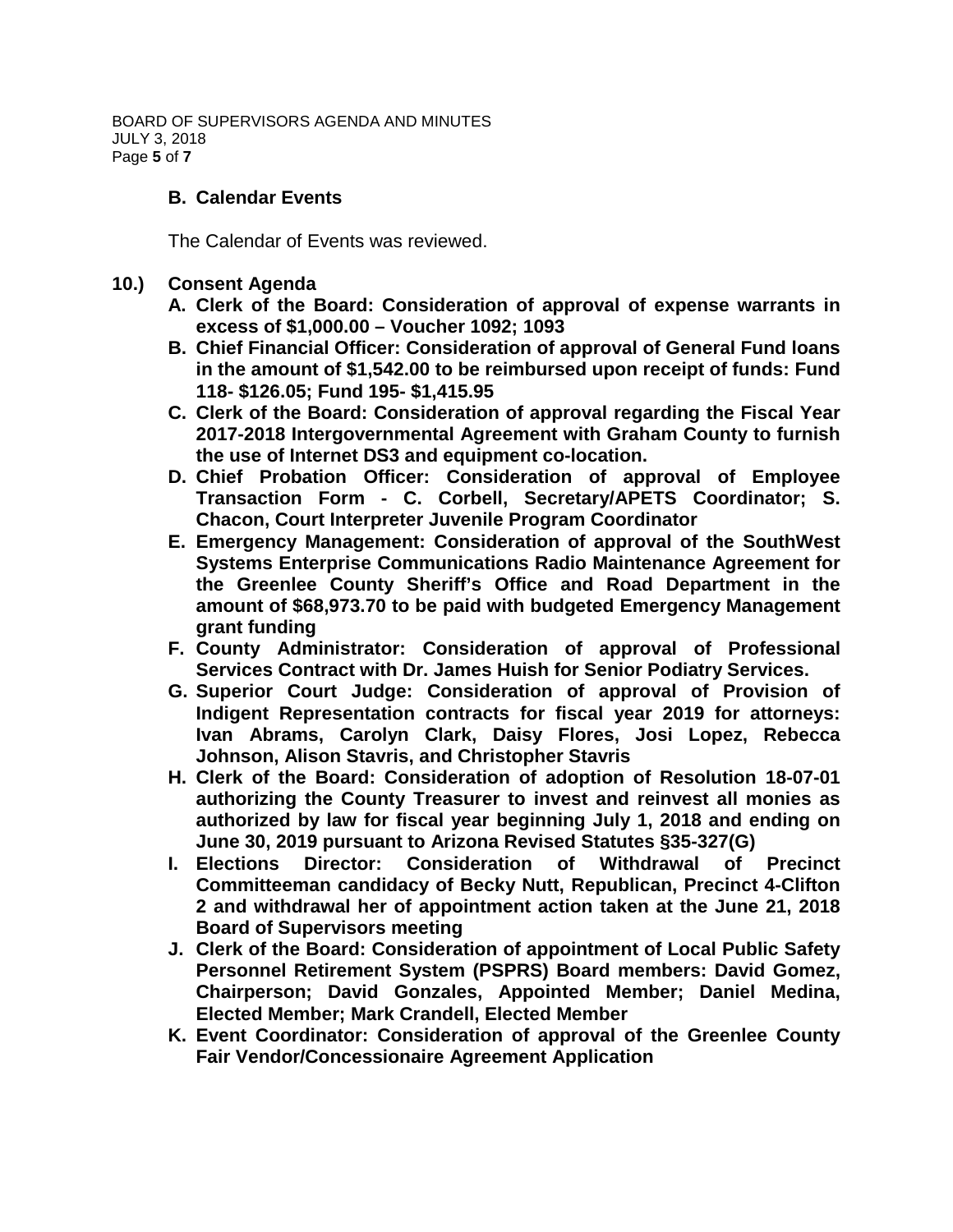**B. Calendar Events**

The Calendar of Events was reviewed.

**10.) Consent Agenda**

**A. Clerk of the Board: Consideration of approval of expense warrants in excess of $1,000.00 – Voucher 1092; 1093**

**B. Chief Financial Officer: Consideration of approval of General Fund loans in the amount of $1,542.00 to be reimbursed upon receipt of funds: Fund 118- $126.05; Fund 195- $1,415.95**

**C. Clerk of the Board: Consideration of approval regarding the Fiscal Year 2017-2018 Intergovernmental Agreement with Graham County to furnish the use of Internet DS3 and equipment co-location.**

**D. Chief Probation Officer: Consideration of approval of Employee Transaction Form - C. Corbell, Secretary/APETS Coordinator; S. Chacon, Court Interpreter Juvenile Program Coordinator**

**E. Emergency Management: Consideration of approval of the SouthWest Systems Enterprise Communications Radio Maintenance Agreement for the Greenlee County Sheriff's Office and Road Department in the amount of $68,973.70 to be paid with budgeted Emergency Management grant funding**

**F. County Administrator: Consideration of approval of Professional Services Contract with Dr. James Huish for Senior Podiatry Services.**

**G. Superior Court Judge: Consideration of approval of Provision of Indigent Representation contracts for fiscal year 2019 for attorneys: Ivan Abrams, Carolyn Clark, Daisy Flores, Josi Lopez, Rebecca Johnson, Alison Stavris, and Christopher Stavris**

**H. Clerk of the Board: Consideration of adoption of Resolution 18-07-01 authorizing the County Treasurer to invest and reinvest all monies as authorized by law for fiscal year beginning July 1, 2018 and ending on June 30, 2019 pursuant to Arizona Revised Statutes §35-327(G)**

**I. Elections Director: Consideration of Withdrawal of Precinct Committeeman candidacy of Becky Nutt, Republican, Precinct 4-Clifton 2 and withdrawal her of appointment action taken at the June 21, 2018 Board of Supervisors meeting**

**J. Clerk of the Board: Consideration of appointment of Local Public Safety Personnel Retirement System (PSPRS) Board members: David Gomez, Chairperson; David Gonzales, Appointed Member; Daniel Medina, Elected Member; Mark Crandell, Elected Member**

**K. Event Coordinator: Consideration of approval of the Greenlee County Fair Vendor/Concessionaire Agreement Application**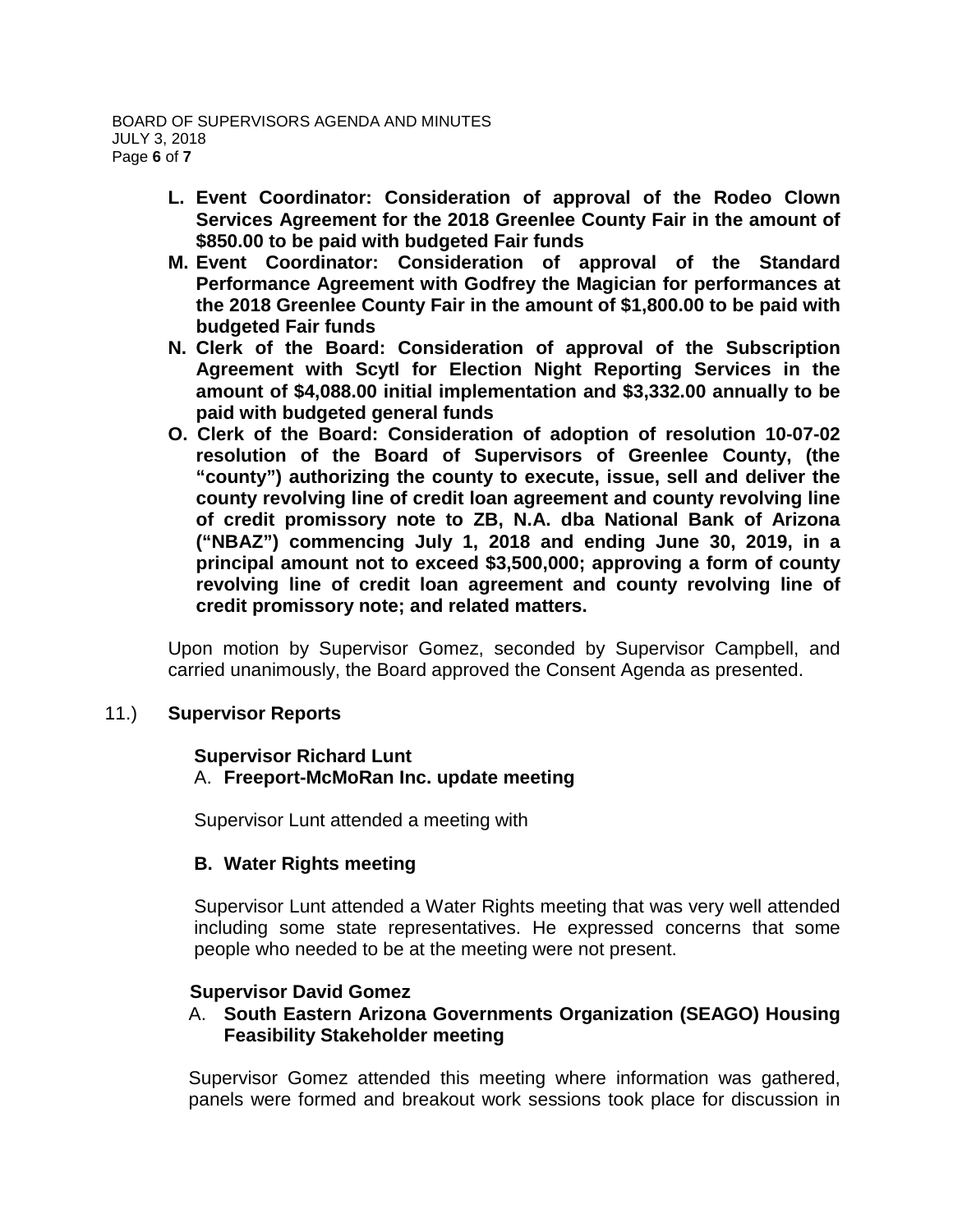- **L. Event Coordinator: Consideration of approval of the Rodeo Clown Services Agreement for the 2018 Greenlee County Fair in the amount of $850.00 to be paid with budgeted Fair funds**
- **M. Event Coordinator: Consideration of approval of the Standard Performance Agreement with Godfrey the Magician for performances at the 2018 Greenlee County Fair in the amount of $1,800.00 to be paid with budgeted Fair funds**
- **N. Clerk of the Board: Consideration of approval of the Subscription Agreement with Scytl for Election Night Reporting Services in the amount of $4,088.00 initial implementation and $3,332.00 annually to be paid with budgeted general funds**
- **O. Clerk of the Board: Consideration of adoption of resolution 10-07-02 resolution of the Board of Supervisors of Greenlee County, (the "county") authorizing the county to execute, issue, sell and deliver the county revolving line of credit loan agreement and county revolving line of credit promissory note to ZB, N.A. dba National Bank of Arizona ("NBAZ") commencing July 1, 2018 and ending June 30, 2019, in a principal amount not to exceed $3,500,000; approving a form of county revolving line of credit loan agreement and county revolving line of credit promissory note; and related matters.**

Upon motion by Supervisor Gomez, seconded by Supervisor Campbell, and carried unanimously, the Board approved the Consent Agenda as presented.

11.) **Supervisor Reports**

**Supervisor Richard Lunt**

A. **Freeport-McMoRan Inc. update meeting**

Supervisor Lunt attended a meeting with

**B. Water Rights meeting**

Supervisor Lunt attended a Water Rights meeting that was very well attended including some state representatives. He expressed concerns that some people who needed to be at the meeting were not present.

**Supervisor David Gomez**

A. **South Eastern Arizona Governments Organization (SEAGO) Housing Feasibility Stakeholder meeting**

Supervisor Gomez attended this meeting where information was gathered, panels were formed and breakout work sessions took place for discussion in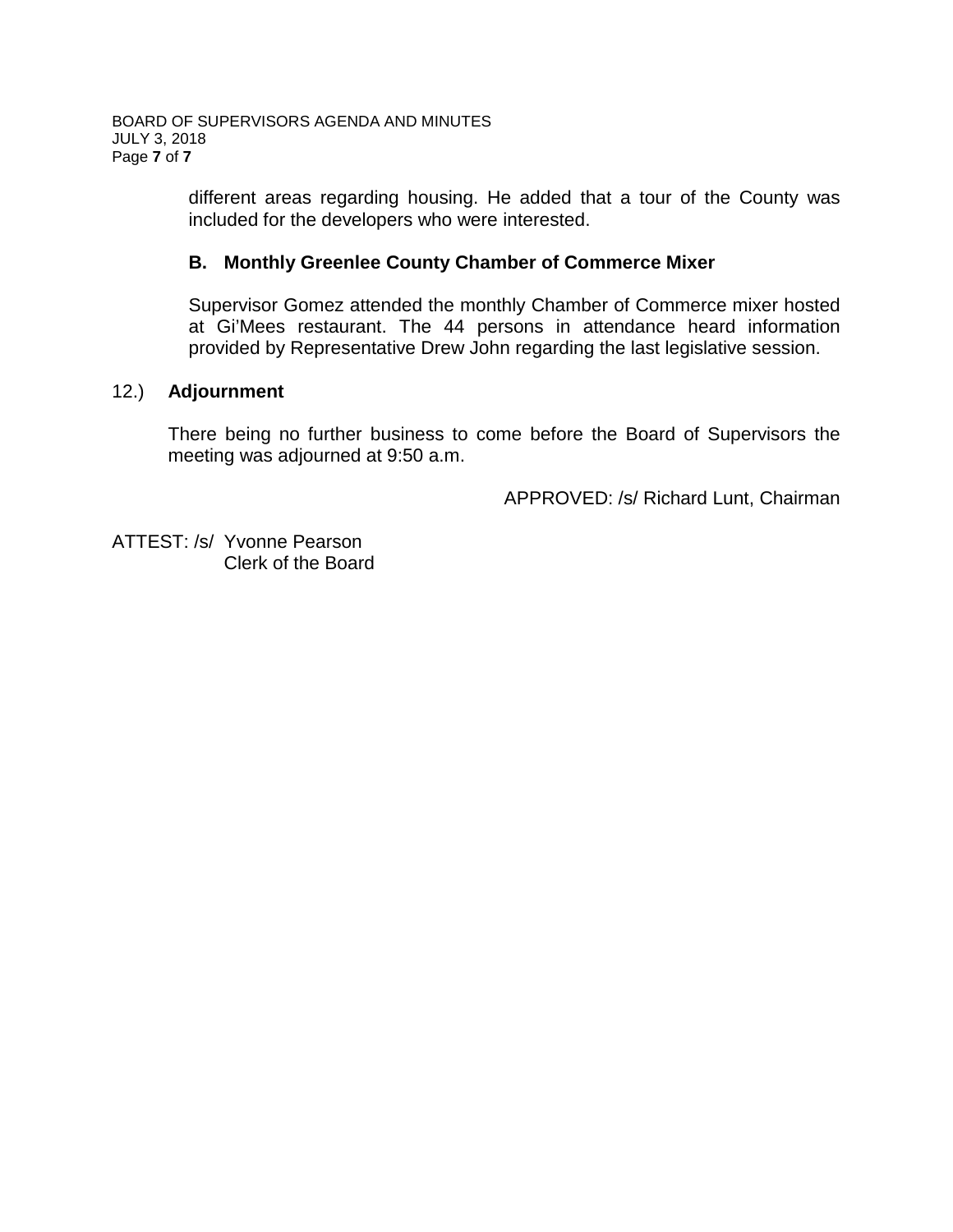different areas regarding housing. He added that a tour of the County was included for the developers who were interested.

**B. Monthly Greenlee County Chamber of Commerce Mixer**

Supervisor Gomez attended the monthly Chamber of Commerce mixer hosted at Gi'Mees restaurant. The 44 persons in attendance heard information provided by Representative Drew John regarding the last legislative session.

12.) **Adjournment**

There being no further business to come before the Board of Supervisors the meeting was adjourned at 9:50 a.m.

APPROVED: /s/ Richard Lunt, Chairman

ATTEST: /s/ Yvonne Pearson
Clerk of the Board